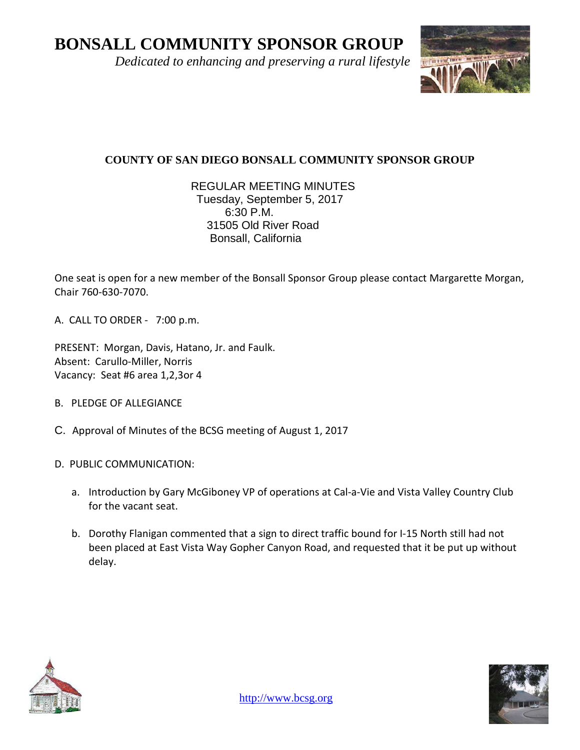# BONSALL COMMUNITY SPONSOR GROUP

*Dedicated to enhancing and preserving a rural lifestyle*

## COUNTY OF SAN DIEGO BONSALL COMMUNITY SPONSOR GROUP

REGULAR MEETING MINUTES
Tuesday, September 5, 2017
6:30 P.M.
31505 Old River Road
Bonsall, California

One seat is open for a new member of the Bonsall Sponsor Group please contact Margarette Morgan, Chair 760-630-7070.

A. CALL TO ORDER - 7:00 p.m.

PRESENT: Morgan, Davis, Hatano, Jr. and Faulk.
Absent: Carullo-Miller, Norris
Vacancy: Seat #6 area 1,2,3or 4

B. PLEDGE OF ALLEGIANCE

C. Approval of Minutes of the BCSG meeting of August 1, 2017

D. PUBLIC COMMUNICATION:

a. Introduction by Gary McGiboney VP of operations at Cal-a-Vie and Vista Valley Country Club for the vacant seat.

b. Dorothy Flanigan commented that a sign to direct traffic bound for I-15 North still had not been placed at East Vista Way Gopher Canyon Road, and requested that it be put up without delay.

http://www.bcsg.org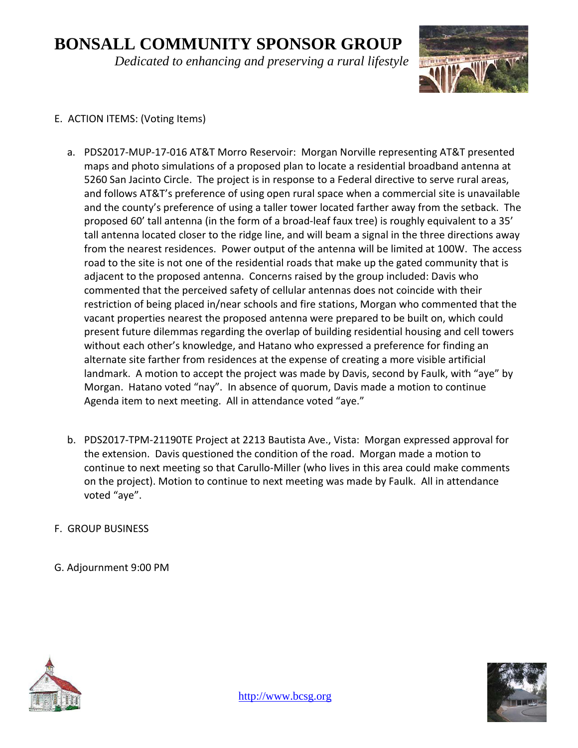# BONSALL COMMUNITY SPONSOR GROUP

*Dedicated to enhancing and preserving a rural lifestyle*

E. ACTION ITEMS: (Voting Items)

a. PDS2017-MUP-17-016 AT&T Morro Reservoir: Morgan Norville representing AT&T presented maps and photo simulations of a proposed plan to locate a residential broadband antenna at 5260 San Jacinto Circle. The project is in response to a Federal directive to serve rural areas, and follows AT&T's preference of using open rural space when a commercial site is unavailable and the county's preference of using a taller tower located farther away from the setback. The proposed 60' tall antenna (in the form of a broad-leaf faux tree) is roughly equivalent to a 35' tall antenna located closer to the ridge line, and will beam a signal in the three directions away from the nearest residences. Power output of the antenna will be limited at 100W. The access road to the site is not one of the residential roads that make up the gated community that is adjacent to the proposed antenna. Concerns raised by the group included: Davis who commented that the perceived safety of cellular antennas does not coincide with their restriction of being placed in/near schools and fire stations, Morgan who commented that the vacant properties nearest the proposed antenna were prepared to be built on, which could present future dilemmas regarding the overlap of building residential housing and cell towers without each other's knowledge, and Hatano who expressed a preference for finding an alternate site farther from residences at the expense of creating a more visible artificial landmark. A motion to accept the project was made by Davis, second by Faulk, with "aye" by Morgan. Hatano voted "nay". In absence of quorum, Davis made a motion to continue Agenda item to next meeting. All in attendance voted "aye."

b. PDS2017-TPM-21190TE Project at 2213 Bautista Ave., Vista: Morgan expressed approval for the extension. Davis questioned the condition of the road. Morgan made a motion to continue to next meeting so that Carullo-Miller (who lives in this area could make comments on the project). Motion to continue to next meeting was made by Faulk. All in attendance voted "aye".

F. GROUP BUSINESS

G. Adjournment 9:00 PM

http://www.bcsg.org